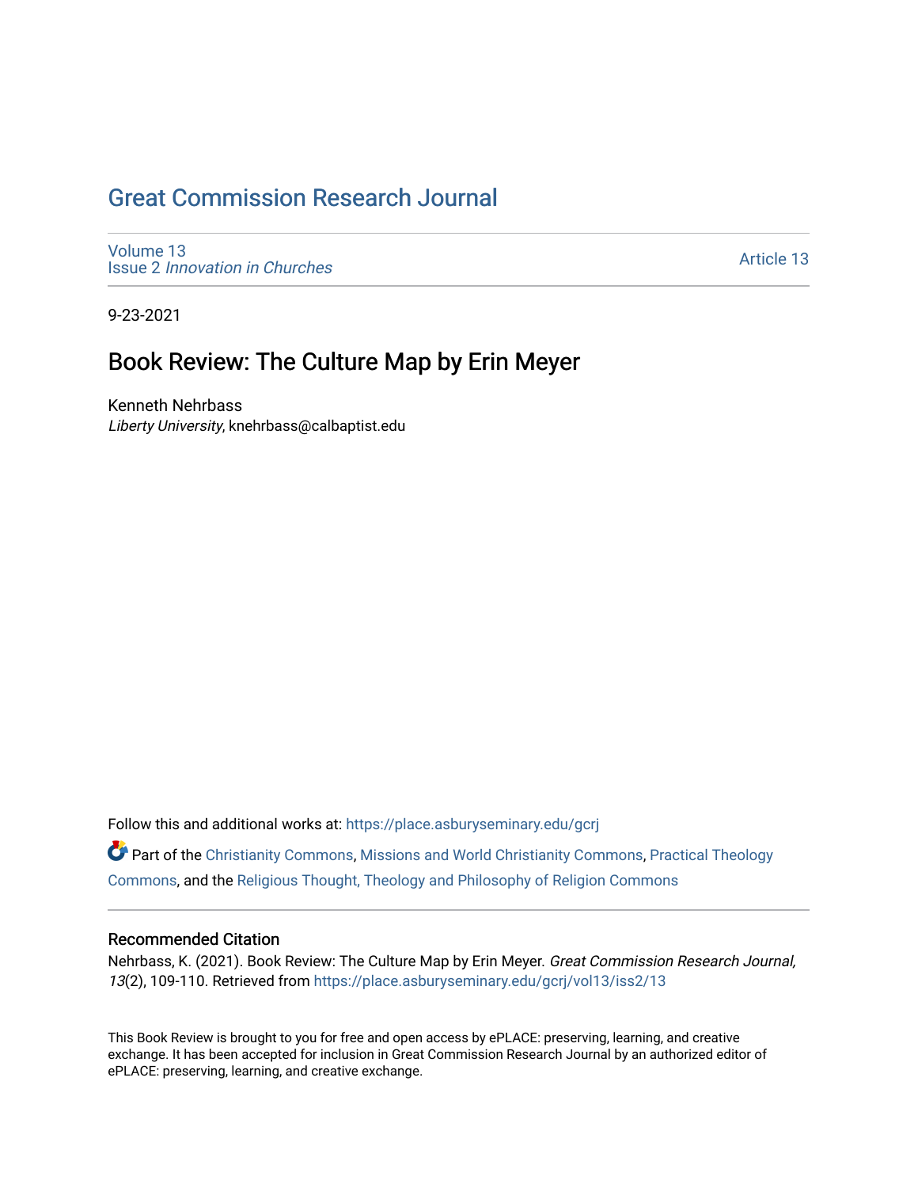# Great Commission Research Journal

Volume 13
Issue 2 *Innovation in Churches*

Article 13

9-23-2021

## Book Review: The Culture Map by Erin Meyer

Kenneth Nehrbass
*Liberty University*, knehrbass@calbaptist.edu

Follow this and additional works at: https://place.asburyseminary.edu/gcrj

Part of the Christianity Commons, Missions and World Christianity Commons, Practical Theology Commons, and the Religious Thought, Theology and Philosophy of Religion Commons

### Recommended Citation

Nehrbass, K. (2021). Book Review: The Culture Map by Erin Meyer. *Great Commission Research Journal, 13*(2), 109-110. Retrieved from https://place.asburyseminary.edu/gcrj/vol13/iss2/13

This Book Review is brought to you for free and open access by ePLACE: preserving, learning, and creative exchange. It has been accepted for inclusion in Great Commission Research Journal by an authorized editor of ePLACE: preserving, learning, and creative exchange.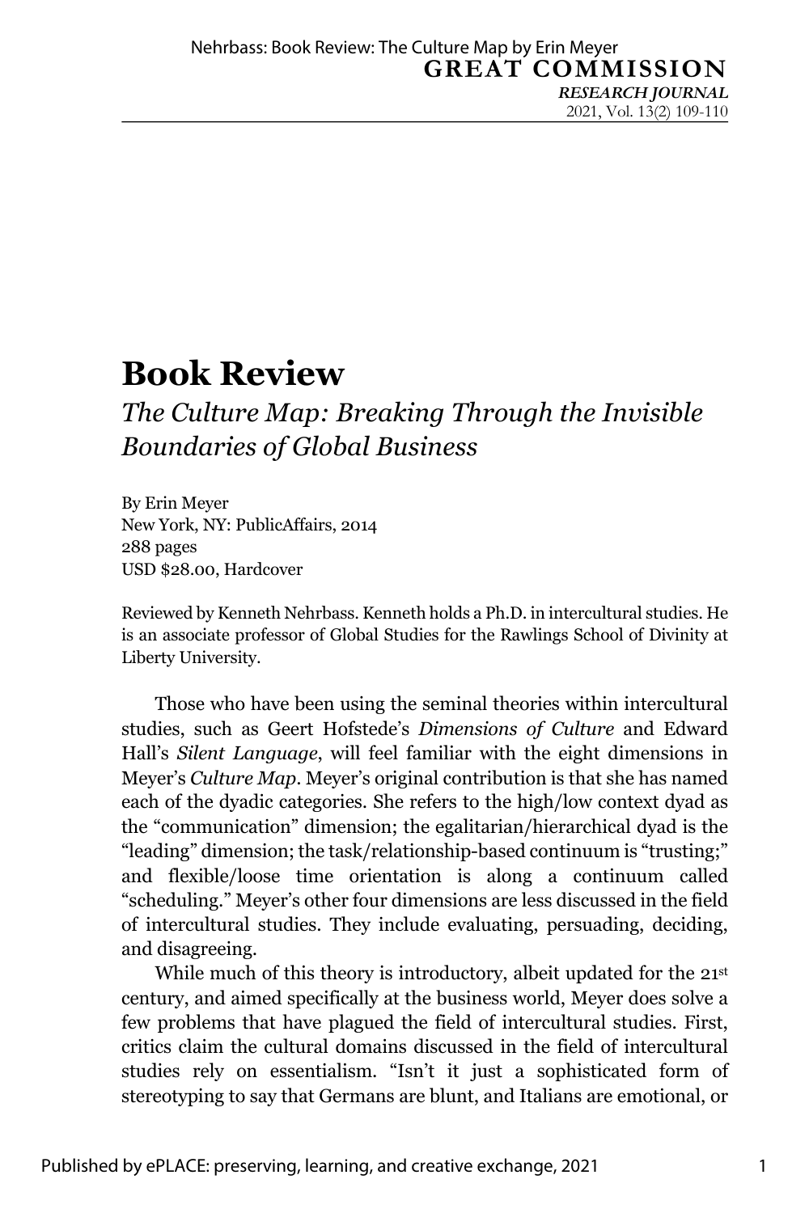# Book Review

*The Culture Map: Breaking Through the Invisible Boundaries of Global Business*

By Erin Meyer
New York, NY: PublicAffairs, 2014
288 pages
USD $28.00, Hardcover

Reviewed by Kenneth Nehrbass. Kenneth holds a Ph.D. in intercultural studies. He is an associate professor of Global Studies for the Rawlings School of Divinity at Liberty University.

Those who have been using the seminal theories within intercultural studies, such as Geert Hofstede's *Dimensions of Culture* and Edward Hall's *Silent Language*, will feel familiar with the eight dimensions in Meyer's *Culture Map*. Meyer's original contribution is that she has named each of the dyadic categories. She refers to the high/low context dyad as the "communication" dimension; the egalitarian/hierarchical dyad is the "leading" dimension; the task/relationship-based continuum is "trusting;" and flexible/loose time orientation is along a continuum called "scheduling." Meyer's other four dimensions are less discussed in the field of intercultural studies. They include evaluating, persuading, deciding, and disagreeing.

While much of this theory is introductory, albeit updated for the 21st century, and aimed specifically at the business world, Meyer does solve a few problems that have plagued the field of intercultural studies. First, critics claim the cultural domains discussed in the field of intercultural studies rely on essentialism. "Isn't it just a sophisticated form of stereotyping to say that Germans are blunt, and Italians are emotional, or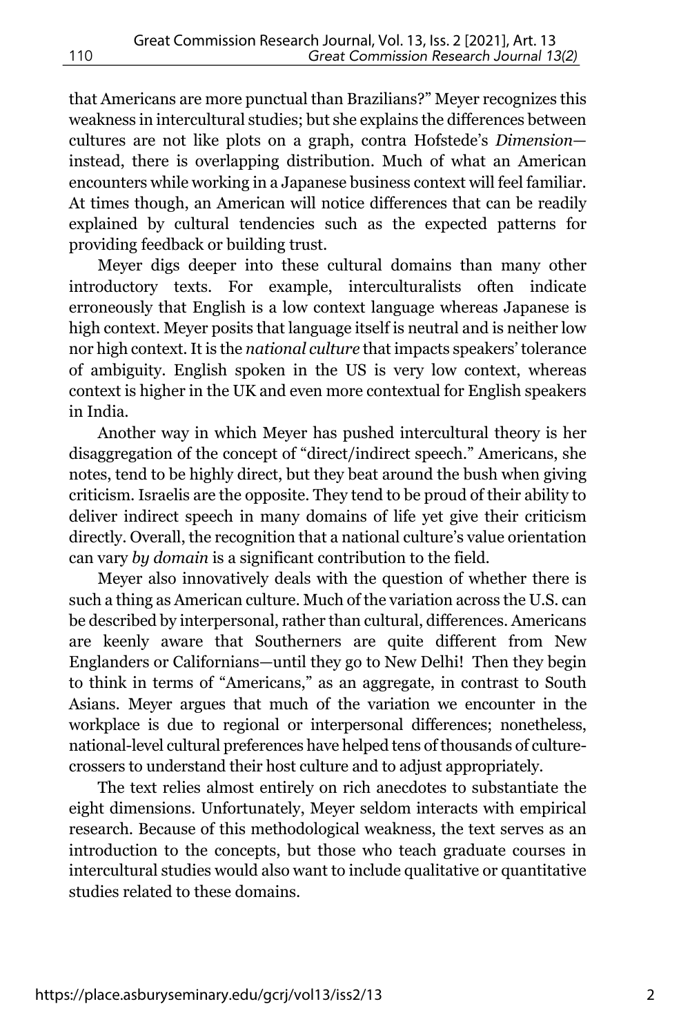that Americans are more punctual than Brazilians?" Meyer recognizes this weakness in intercultural studies; but she explains the differences between cultures are not like plots on a graph, contra Hofstede's *Dimension*—instead, there is overlapping distribution. Much of what an American encounters while working in a Japanese business context will feel familiar. At times though, an American will notice differences that can be readily explained by cultural tendencies such as the expected patterns for providing feedback or building trust.

Meyer digs deeper into these cultural domains than many other introductory texts. For example, interculturalists often indicate erroneously that English is a low context language whereas Japanese is high context. Meyer posits that language itself is neutral and is neither low nor high context. It is the *national culture* that impacts speakers' tolerance of ambiguity. English spoken in the US is very low context, whereas context is higher in the UK and even more contextual for English speakers in India.

Another way in which Meyer has pushed intercultural theory is her disaggregation of the concept of "direct/indirect speech." Americans, she notes, tend to be highly direct, but they beat around the bush when giving criticism. Israelis are the opposite. They tend to be proud of their ability to deliver indirect speech in many domains of life yet give their criticism directly. Overall, the recognition that a national culture's value orientation can vary *by domain* is a significant contribution to the field.

Meyer also innovatively deals with the question of whether there is such a thing as American culture. Much of the variation across the U.S. can be described by interpersonal, rather than cultural, differences. Americans are keenly aware that Southerners are quite different from New Englanders or Californians—until they go to New Delhi! Then they begin to think in terms of "Americans," as an aggregate, in contrast to South Asians. Meyer argues that much of the variation we encounter in the workplace is due to regional or interpersonal differences; nonetheless, national-level cultural preferences have helped tens of thousands of culture-crossers to understand their host culture and to adjust appropriately.

The text relies almost entirely on rich anecdotes to substantiate the eight dimensions. Unfortunately, Meyer seldom interacts with empirical research. Because of this methodological weakness, the text serves as an introduction to the concepts, but those who teach graduate courses in intercultural studies would also want to include qualitative or quantitative studies related to these domains.